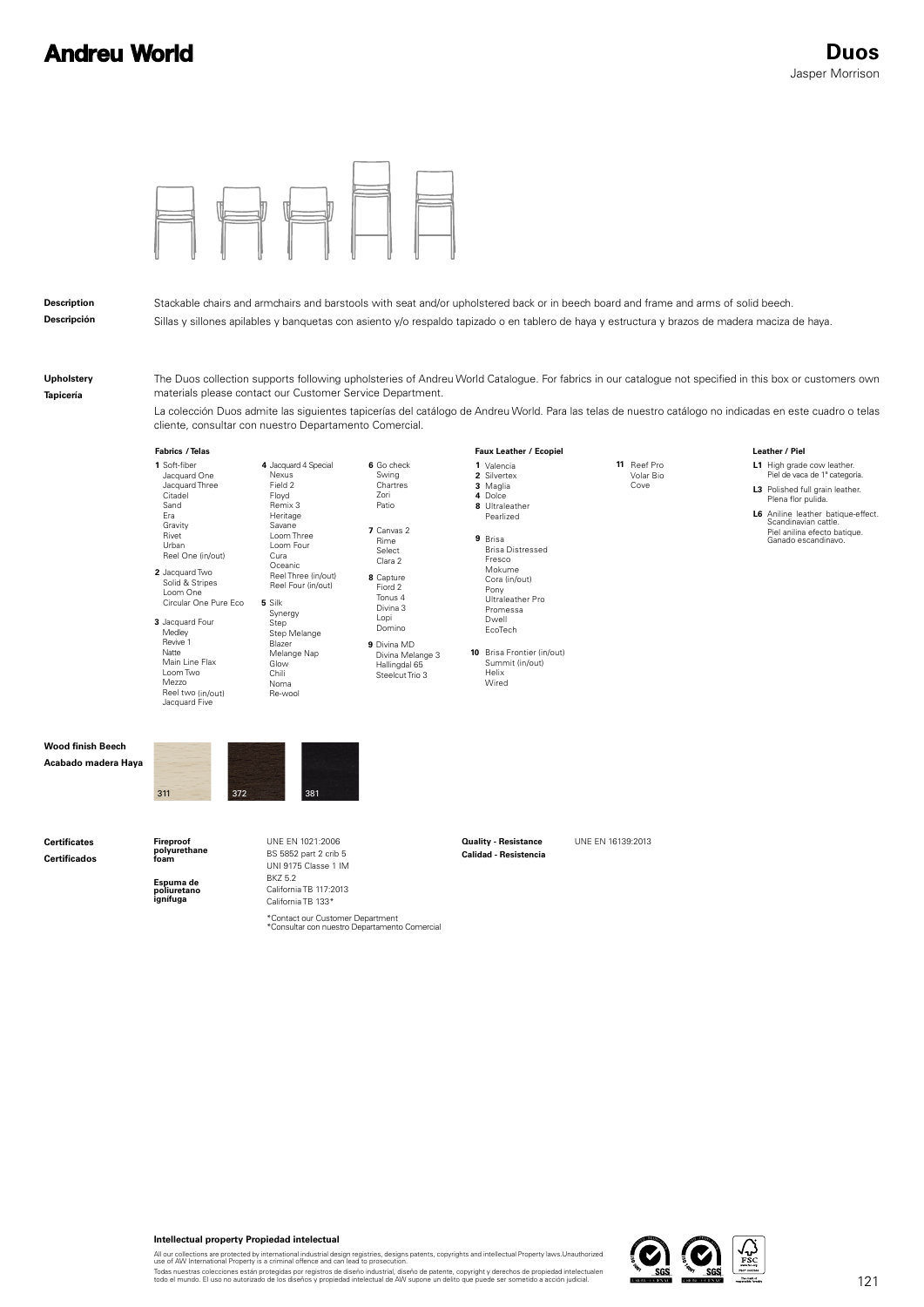# Andreu World

## Duos

Jasper Morrison

**Description**
**Descripción**

Stackable chairs and armchairs and barstools with seat and/or upholstered back or in beech board and frame and arms of solid beech.

Sillas y sillones apilables y banquetas con asiento y/o respaldo tapizado o en tablero de haya y estructura y brazos de madera maciza de haya.

**Upholstery**
**Tapicería**

The Duos collection supports following upholsteries of Andreu World Catalogue. For fabrics in our catalogue not specified in this box or customers own materials please contact our Customer Service Department.

La colección Duos admite las siguientes tapicerías del catálogo de Andreu World. Para las telas de nuestro catálogo no indicadas en este cuadro o telas cliente, consultar con nuestro Departamento Comercial.

**Fabrics / Telas**

**1** Soft-fiber, Jacquard One, Jacquard Three, Citadel, Sand, Era, Gravity, Rivet, Urban, Reel One (in/out)

**2** Jacquard Two, Solid & Stripes, Loom One, Circular One Pure Eco

**3** Jacquard Four, Medley, Revive 1, Natte, Main Line Flax, Loom Two, Mezzo, Reel two (in/out), Jacquard Five

**4** Jacquard 4 Special, Nexus, Field 2, Floyd, Remix 3, Heritage, Savane, Loom Three, Loom Four, Cura, Oceanic, Reel Three (in/out), Reel Four (in/out)

**5** Silk, Synergy, Step, Step Melange, Blazer, Melange Nap, Glow, Chili, Noma, Re-wool

**6** Go check, Swing, Chartres, Zori, Patio

**7** Canvas 2, Rime, Select, Clara 2

**8** Capture, Fiord 2, Tonus 4, Divina 3, Lopi, Domino

**9** Divina MD, Divina Melange 3, Hallingdal 65, Steelcut Trio 3

**Faux Leather / Ecopiel**

**1** Valencia

**2** Silvertex

**3** Maglia

**4** Dolce

**8** Ultraleather, Pearlized

**9** Brisa, Brisa Distressed, Fresco, Mokume, Cora (in/out), Pony, Ultraleather Pro, Promessa, Dwell, EcoTech

**10** Brisa Frontier (in/out), Summit (in/out), Helix, Wired

**11** Reef Pro, Volar Bio, Cove

**Leather / Piel**

**L1** High grade cow leather. Piel de vaca de 1ª categoría.

**L3** Polished full grain leather. Plena flor pulida.

**L6** Aniline leather batique-effect. Scandinavian cattle. Piel anilina efecto batique. Ganado escandinavo.

**Wood finish Beech**
**Acabado madera Haya**

311 | 372 | 381

**Certificates**
**Certificados**

**Fireproof polyurethane foam**
**Espuma de poliuretano ignífuga**

UNE EN 1021:2006
BS 5852 part 2 crib 5
UNI 9175 Classe 1 IM
BKZ 5.2
California TB 117:2013
California TB 133*

*Contact our Customer Department
*Consultar con nuestro Departamento Comercial

**Quality - Resistance**
**Calidad - Resistencia**

UNE EN 16139:2013

**Intellectual property Propiedad intelectual**

All our collections are protected by international industrial design registries, designs patents, copyrights and intellectual Property laws.Unauthorized use of AW International Property is a criminal offence and can lead to prosecution.

Todas nuestras colecciones están protegidas por registros de diseño industrial, diseño de patente, copyright y derechos de propiedad intelectualen todo el mundo. El uso no autorizado de los diseños y propiedad intelectual de AW supone un delito que puede ser sometido a acción judicial.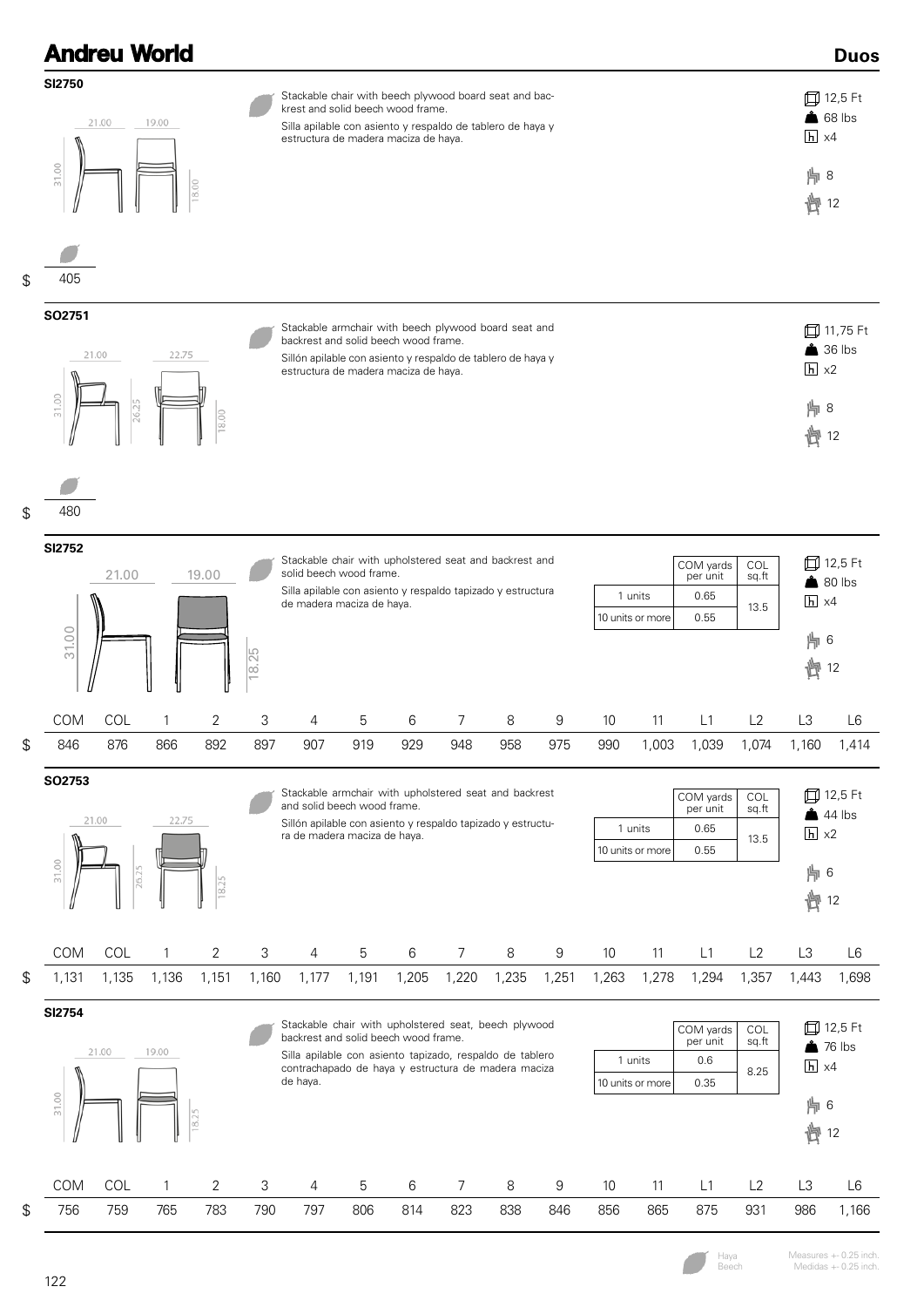## Duos

### SI2750

21.00 | 19.00 | 31.00 | 18.00

Stackable chair with beech plywood board seat and backrest and solid beech wood frame.

Silla apilable con asiento y respaldo de tablero de haya y estructura de madera maciza de haya.

12,5 Ft
68 lbs
x4
8
12

| | Haya / Beech |
|---|---|
| $ | 405 |

### SO2751

21.00 | 22.75 | 31.00 | 26.25 | 18.00

Stackable armchair with beech plywood board seat and backrest and solid beech wood frame.

Sillón apilable con asiento y respaldo de tablero de haya y estructura de madera maciza de haya.

11,75 Ft
36 lbs
x2
8
12

| | Haya / Beech |
|---|---|
| $ | 480 |

### SI2752

21.00 | 19.00 | 31.00 | 18.25

Stackable chair with upholstered seat and backrest and solid beech wood frame.

Silla apilable con asiento y respaldo tapizado y estructura de madera maciza de haya.

| | COM yards per unit | COL sq.ft |
|---|---|---|
| 1 units | 0.65 | 13.5 |
| 10 units or more | 0.55 | |

12,5 Ft
80 lbs
x4
6
12

| | COM | COL | 1 | 2 | 3 | 4 | 5 | 6 | 7 | 8 | 9 | 10 | 11 | L1 | L2 | L3 | L6 |
|---|---|---|---|---|---|---|---|---|---|---|---|---|---|---|---|---|---|
| $ | 846 | 876 | 866 | 892 | 897 | 907 | 919 | 929 | 948 | 958 | 975 | 990 | 1,003 | 1,039 | 1,074 | 1,160 | 1,414 |

### SO2753

21.00 | 22.75 | 31.00 | 26.25 | 18.25

Stackable armchair with upholstered seat and backrest and solid beech wood frame.

Sillón apilable con asiento y respaldo tapizado y estructura de madera maciza de haya.

| | COM yards per unit | COL sq.ft |
|---|---|---|
| 1 units | 0.65 | 13.5 |
| 10 units or more | 0.55 | |

12,5 Ft
44 lbs
x2
6
12

| | COM | COL | 1 | 2 | 3 | 4 | 5 | 6 | 7 | 8 | 9 | 10 | 11 | L1 | L2 | L3 | L6 |
|---|---|---|---|---|---|---|---|---|---|---|---|---|---|---|---|---|---|
| $ | 1,131 | 1,135 | 1,136 | 1,151 | 1,160 | 1,177 | 1,191 | 1,205 | 1,220 | 1,235 | 1,251 | 1,263 | 1,278 | 1,294 | 1,357 | 1,443 | 1,698 |

### SI2754

21.00 | 19.00 | 31.00 | 18.25

Stackable chair with upholstered seat, beech plywood backrest and solid beech wood frame.

Silla apilable con asiento tapizado, respaldo de tablero contrachapado de haya y estructura de madera maciza de haya.

| | COM yards per unit | COL sq.ft |
|---|---|---|
| 1 units | 0.6 | 8.25 |
| 10 units or more | 0.35 | |

12,5 Ft
76 lbs
x4
6
12

| | COM | COL | 1 | 2 | 3 | 4 | 5 | 6 | 7 | 8 | 9 | 10 | 11 | L1 | L2 | L3 | L6 |
|---|---|---|---|---|---|---|---|---|---|---|---|---|---|---|---|---|---|
| $ | 756 | 759 | 765 | 783 | 790 | 797 | 806 | 814 | 823 | 838 | 846 | 856 | 865 | 875 | 931 | 986 | 1,166 |

Haya
Beech

Measures +- 0.25 inch.
Medidas +- 0.25 inch.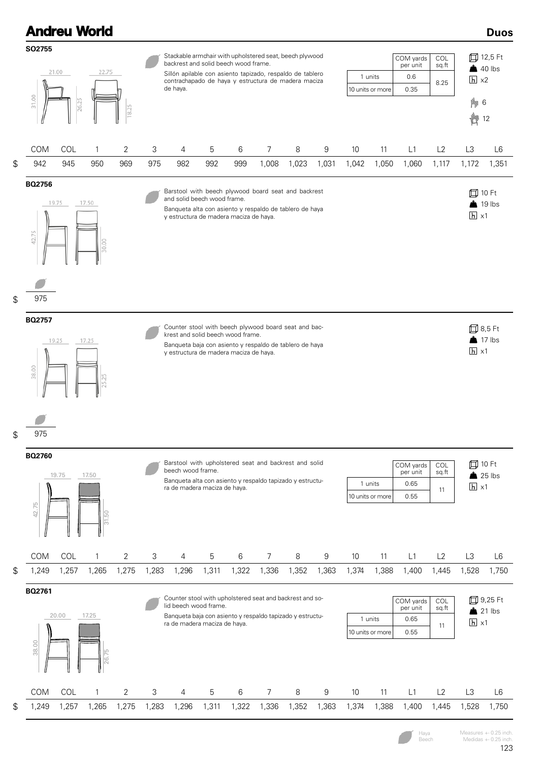## Andreu World — Duos

### SO2755

Dimensions: 21.00 / 22.75 / 31.00 / 26.25 / 18.25

Stackable armchair with upholstered seat, beech plywood backrest and solid beech wood frame.

Sillón apilable con asiento tapizado, respaldo de tablero contrachapado de haya y estructura de madera maciza de haya.

| | COM yards per unit | COL sq.ft |
|---|---|---|
| 1 units | 0.6 | 8.25 |
| 10 units or more | 0.35 | |

12,5 Ft · 40 lbs · x2 · 6 · 12

| | COM | COL | 1 | 2 | 3 | 4 | 5 | 6 | 7 | 8 | 9 | 10 | 11 | L1 | L2 | L3 | L6 |
|---|---|---|---|---|---|---|---|---|---|---|---|---|---|---|---|---|---|
| $ | 942 | 945 | 950 | 969 | 975 | 982 | 992 | 999 | 1,008 | 1,023 | 1,031 | 1,042 | 1,050 | 1,060 | 1,117 | 1,172 | 1,351 |

### BQ2756

Dimensions: 19.75 / 17.50 / 42.75 / 30.00

Barstool with beech plywood board seat and backrest and solid beech wood frame.

Banqueta alta con asiento y respaldo de tablero de haya y estructura de madera maciza de haya.

10 Ft · 19 lbs · x1

$ 975

### BQ2757

Dimensions: 19.25 / 17.25 / 38.00 / 25.25

Counter stool with beech plywood board seat and backrest and solid beech wood frame.

Banqueta baja con asiento y respaldo de tablero de haya y estructura de madera maciza de haya.

8,5 Ft · 17 lbs · x1

$ 975

### BQ2760

Dimensions: 19.75 / 17.50 / 42.75 / 31.50

Barstool with upholstered seat and backrest and solid beech wood frame.

Banqueta alta con asiento y respaldo tapizado y estructura de madera maciza de haya.

| | COM yards per unit | COL sq.ft |
|---|---|---|
| 1 units | 0.65 | 11 |
| 10 units or more | 0.55 | |

10 Ft · 25 lbs · x1

| | COM | COL | 1 | 2 | 3 | 4 | 5 | 6 | 7 | 8 | 9 | 10 | 11 | L1 | L2 | L3 | L6 |
|---|---|---|---|---|---|---|---|---|---|---|---|---|---|---|---|---|---|
| $ | 1,249 | 1,257 | 1,265 | 1,275 | 1,283 | 1,296 | 1,311 | 1,322 | 1,336 | 1,352 | 1,363 | 1,374 | 1,388 | 1,400 | 1,445 | 1,528 | 1,750 |

### BQ2761

Dimensions: 20.00 / 17.25 / 38.00 / 26.75

Counter stool with upholstered seat and backrest and solid beech wood frame.

Banqueta baja con asiento y respaldo tapizado y estructura de madera maciza de haya.

| | COM yards per unit | COL sq.ft |
|---|---|---|
| 1 units | 0.65 | 11 |
| 10 units or more | 0.55 | |

9,25 Ft · 21 lbs · x1

| | COM | COL | 1 | 2 | 3 | 4 | 5 | 6 | 7 | 8 | 9 | 10 | 11 | L1 | L2 | L3 | L6 |
|---|---|---|---|---|---|---|---|---|---|---|---|---|---|---|---|---|---|
| $ | 1,249 | 1,257 | 1,265 | 1,275 | 1,283 | 1,296 | 1,311 | 1,322 | 1,336 | 1,352 | 1,363 | 1,374 | 1,388 | 1,400 | 1,445 | 1,528 | 1,750 |

Haya / Beech

Measures +- 0.25 inch.
Medidas +- 0.25 inch.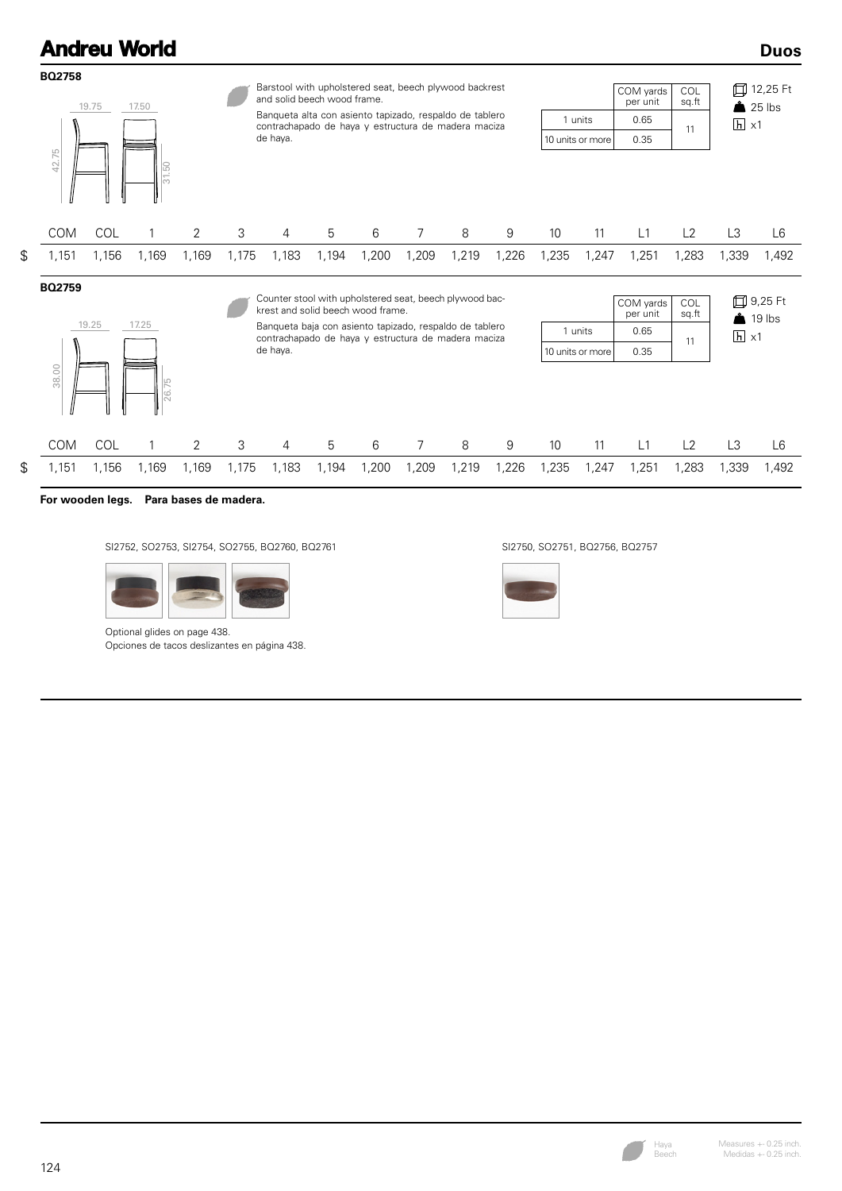## BQ2758

19.75 17.50 42.75 31.50

Barstool with upholstered seat, beech plywood backrest and solid beech wood frame.

Banqueta alta con asiento tapizado, respaldo de tablero contrachapado de haya y estructura de madera maciza de haya.

| | COM yards per unit | COL sq.ft |
|---|---|---|
| 1 units | 0.65 | 11 |
| 10 units or more | 0.35 | |

12,25 Ft
25 lbs
x1

| | COM | COL | 1 | 2 | 3 | 4 | 5 | 6 | 7 | 8 | 9 | 10 | 11 | L1 | L2 | L3 | L6 |
|---|---|---|---|---|---|---|---|---|---|---|---|---|---|---|---|---|---|
| $ | 1,151 | 1,156 | 1,169 | 1,169 | 1,175 | 1,183 | 1,194 | 1,200 | 1,209 | 1,219 | 1,226 | 1,235 | 1,247 | 1,251 | 1,283 | 1,339 | 1,492 |

## BQ2759

19.25 17.25 38.00 26.75

Counter stool with upholstered seat, beech plywood backrest and solid beech wood frame.

Banqueta baja con asiento tapizado, respaldo de tablero contrachapado de haya y estructura de madera maciza de haya.

| | COM yards per unit | COL sq.ft |
|---|---|---|
| 1 units | 0.65 | 11 |
| 10 units or more | 0.35 | |

9,25 Ft
19 lbs
x1

| | COM | COL | 1 | 2 | 3 | 4 | 5 | 6 | 7 | 8 | 9 | 10 | 11 | L1 | L2 | L3 | L6 |
|---|---|---|---|---|---|---|---|---|---|---|---|---|---|---|---|---|---|
| $ | 1,151 | 1,156 | 1,169 | 1,169 | 1,175 | 1,183 | 1,194 | 1,200 | 1,209 | 1,219 | 1,226 | 1,235 | 1,247 | 1,251 | 1,283 | 1,339 | 1,492 |

**For wooden legs. Para bases de madera.**

SI2752, SO2753, SI2754, SO2755, BQ2760, BQ2761

Optional glides on page 438.
Opciones de tacos deslizantes en página 438.

SI2750, SO2751, BQ2756, BQ2757

Haya
Beech

Measures +- 0.25 inch.
Medidas +- 0.25 inch.